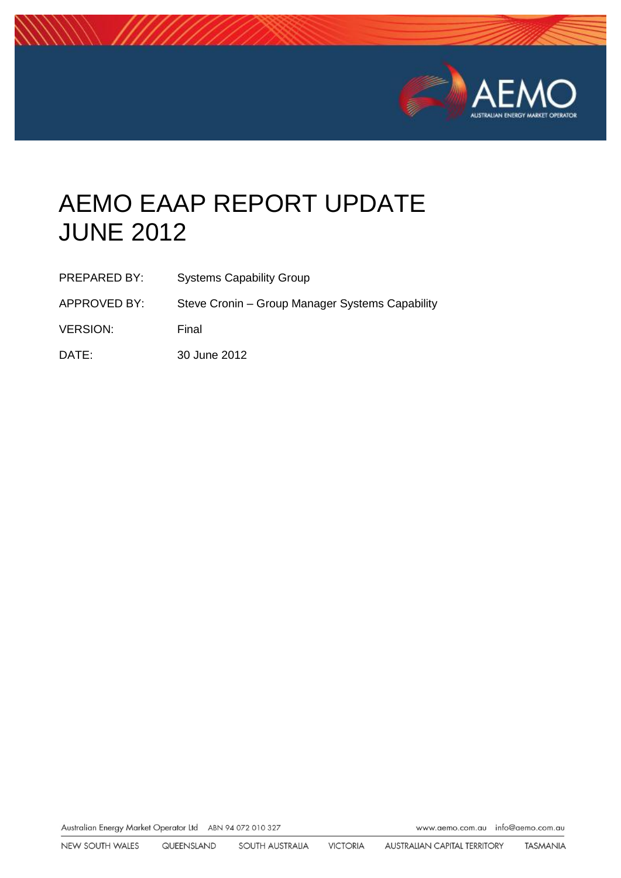# AEMO EAAP REPORT UPDATE JUNE 2012

| | |
|---|---|
| PREPARED BY: | Systems Capability Group |
| APPROVED BY: | Steve Cronin – Group Manager Systems Capability |
| VERSION: | Final |
| DATE: | 30 June 2012 |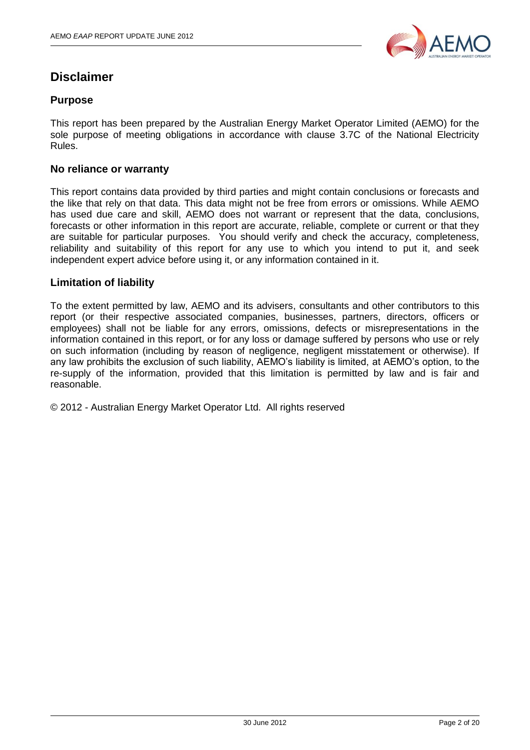# Disclaimer

## Purpose

This report has been prepared by the Australian Energy Market Operator Limited (AEMO) for the sole purpose of meeting obligations in accordance with clause 3.7C of the National Electricity Rules.

## No reliance or warranty

This report contains data provided by third parties and might contain conclusions or forecasts and the like that rely on that data. This data might not be free from errors or omissions. While AEMO has used due care and skill, AEMO does not warrant or represent that the data, conclusions, forecasts or other information in this report are accurate, reliable, complete or current or that they are suitable for particular purposes. You should verify and check the accuracy, completeness, reliability and suitability of this report for any use to which you intend to put it, and seek independent expert advice before using it, or any information contained in it.

## Limitation of liability

To the extent permitted by law, AEMO and its advisers, consultants and other contributors to this report (or their respective associated companies, businesses, partners, directors, officers or employees) shall not be liable for any errors, omissions, defects or misrepresentations in the information contained in this report, or for any loss or damage suffered by persons who use or rely on such information (including by reason of negligence, negligent misstatement or otherwise). If any law prohibits the exclusion of such liability, AEMO's liability is limited, at AEMO's option, to the re-supply of the information, provided that this limitation is permitted by law and is fair and reasonable.

© 2012 - Australian Energy Market Operator Ltd. All rights reserved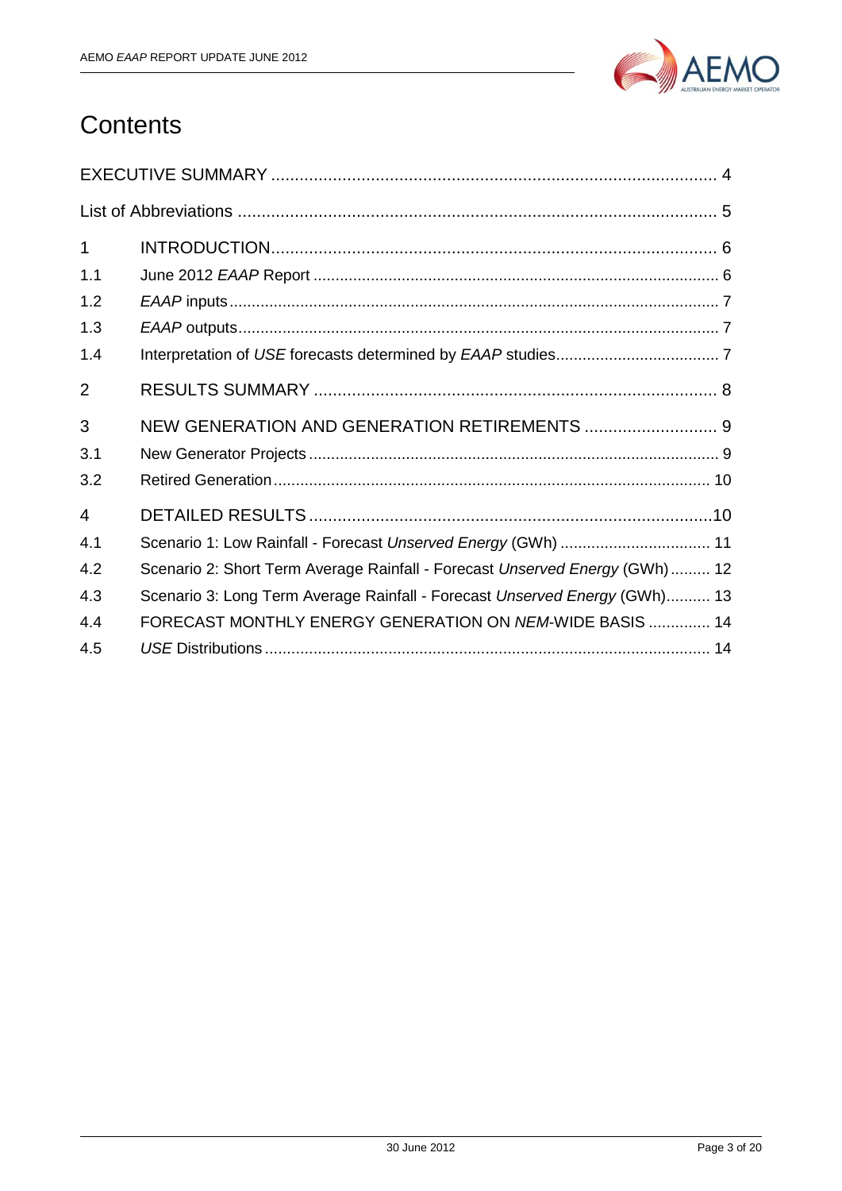# Contents

| | | |
|---|---|---|
| EXECUTIVE SUMMARY | | 4 |
| List of Abbreviations | | 5 |
| 1 | INTRODUCTION | 6 |
| 1.1 | June 2012 *EAAP* Report | 6 |
| 1.2 | *EAAP* inputs | 7 |
| 1.3 | *EAAP* outputs | 7 |
| 1.4 | Interpretation of *USE* forecasts determined by *EAAP* studies | 7 |
| 2 | RESULTS SUMMARY | 8 |
| 3 | NEW GENERATION AND GENERATION RETIREMENTS | 9 |
| 3.1 | New Generator Projects | 9 |
| 3.2 | Retired Generation | 10 |
| 4 | DETAILED RESULTS | 10 |
| 4.1 | Scenario 1: Low Rainfall - Forecast *Unserved Energy* (GWh) | 11 |
| 4.2 | Scenario 2: Short Term Average Rainfall - Forecast *Unserved Energy* (GWh) | 12 |
| 4.3 | Scenario 3: Long Term Average Rainfall - Forecast *Unserved Energy* (GWh) | 13 |
| 4.4 | FORECAST MONTHLY ENERGY GENERATION ON *NEM*-WIDE BASIS | 14 |
| 4.5 | *USE* Distributions | 14 |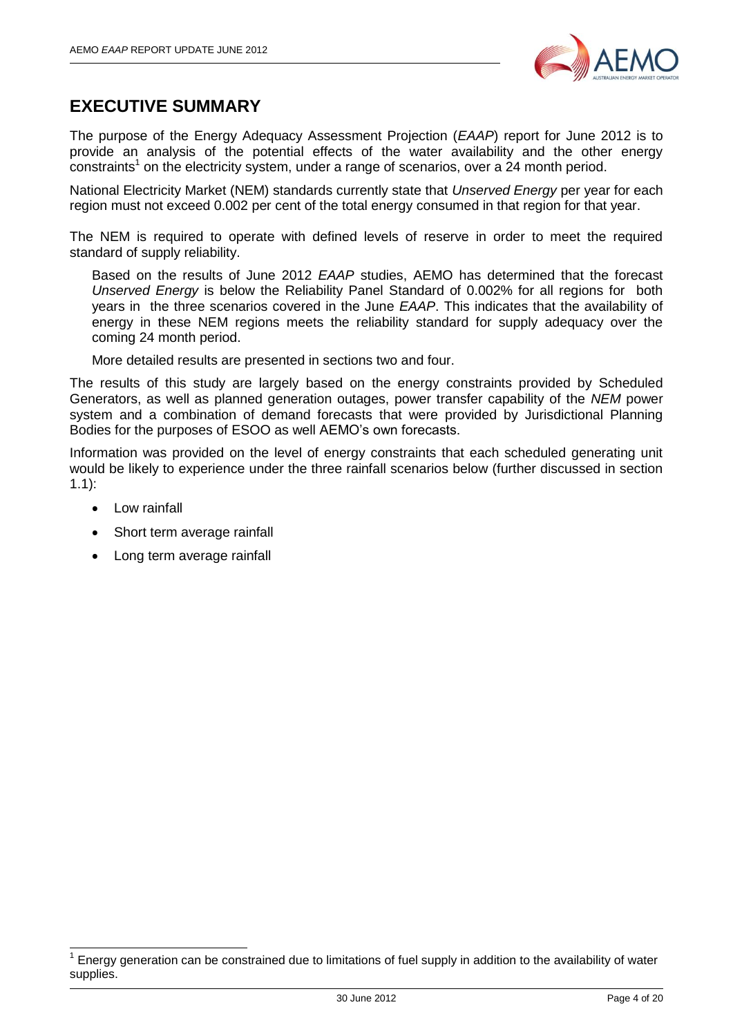# EXECUTIVE SUMMARY

The purpose of the Energy Adequacy Assessment Projection (*EAAP*) report for June 2012 is to provide an analysis of the potential effects of the water availability and the other energy constraints[1] on the electricity system, under a range of scenarios, over a 24 month period.

National Electricity Market (NEM) standards currently state that *Unserved Energy* per year for each region must not exceed 0.002 per cent of the total energy consumed in that region for that year.

The NEM is required to operate with defined levels of reserve in order to meet the required standard of supply reliability.

> Based on the results of June 2012 *EAAP* studies, AEMO has determined that the forecast *Unserved Energy* is below the Reliability Panel Standard of 0.002% for all regions for both years in the three scenarios covered in the June *EAAP*. This indicates that the availability of energy in these NEM regions meets the reliability standard for supply adequacy over the coming 24 month period.
>
> More detailed results are presented in sections two and four.

The results of this study are largely based on the energy constraints provided by Scheduled Generators, as well as planned generation outages, power transfer capability of the *NEM* power system and a combination of demand forecasts that were provided by Jurisdictional Planning Bodies for the purposes of ESOO as well AEMO's own forecasts.

Information was provided on the level of energy constraints that each scheduled generating unit would be likely to experience under the three rainfall scenarios below (further discussed in section 1.1):

- Low rainfall
- Short term average rainfall
- Long term average rainfall

---

[1] Energy generation can be constrained due to limitations of fuel supply in addition to the availability of water supplies.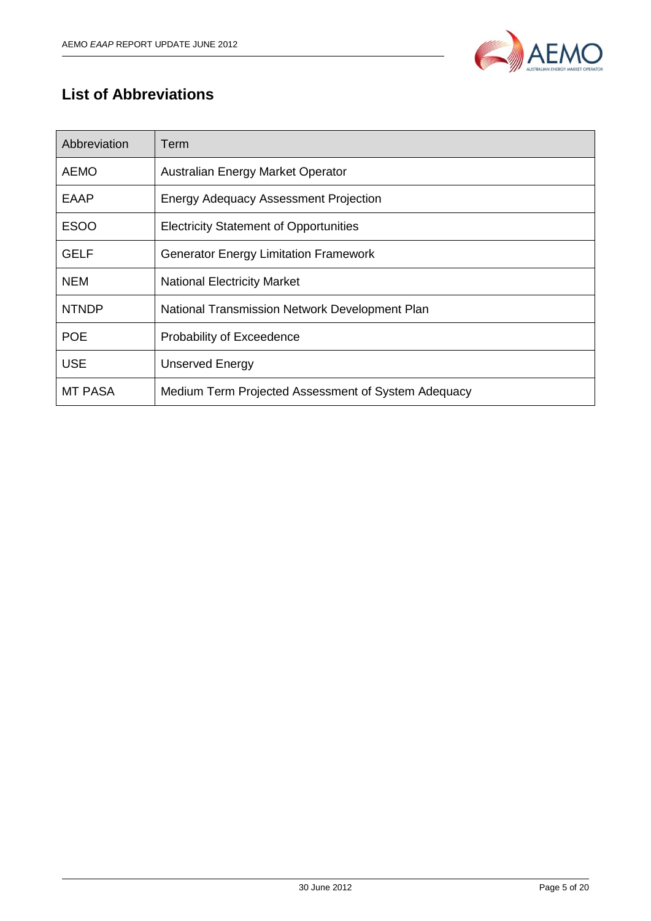## List of Abbreviations

| Abbreviation | Term |
|---|---|
| AEMO | Australian Energy Market Operator |
| EAAP | Energy Adequacy Assessment Projection |
| ESOO | Electricity Statement of Opportunities |
| GELF | Generator Energy Limitation Framework |
| NEM | National Electricity Market |
| NTNDP | National Transmission Network Development Plan |
| POE | Probability of Exceedence |
| USE | Unserved Energy |
| MT PASA | Medium Term Projected Assessment of System Adequacy |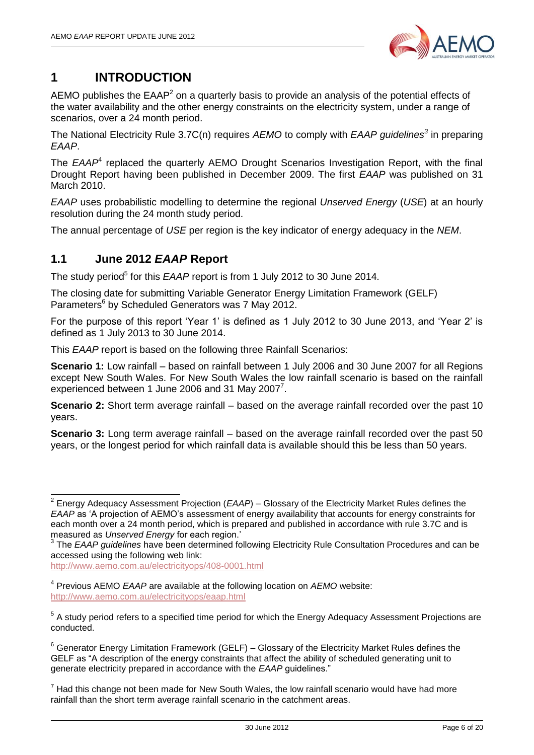# 1 INTRODUCTION

AEMO publishes the EAAP[2] on a quarterly basis to provide an analysis of the potential effects of the water availability and the other energy constraints on the electricity system, under a range of scenarios, over a 24 month period.

The National Electricity Rule 3.7C(n) requires *AEMO* to comply with *EAAP guidelines*[3] in preparing *EAAP*.

The *EAAP*[4] replaced the quarterly AEMO Drought Scenarios Investigation Report, with the final Drought Report having been published in December 2009. The first *EAAP* was published on 31 March 2010.

*EAAP* uses probabilistic modelling to determine the regional *Unserved Energy* (*USE*) at an hourly resolution during the 24 month study period.

The annual percentage of *USE* per region is the key indicator of energy adequacy in the *NEM*.

## 1.1 June 2012 *EAAP* Report

The study period[5] for this *EAAP* report is from 1 July 2012 to 30 June 2014.

The closing date for submitting Variable Generator Energy Limitation Framework (GELF) Parameters[6] by Scheduled Generators was 7 May 2012.

For the purpose of this report 'Year 1' is defined as 1 July 2012 to 30 June 2013, and 'Year 2' is defined as 1 July 2013 to 30 June 2014.

This *EAAP* report is based on the following three Rainfall Scenarios:

**Scenario 1:** Low rainfall – based on rainfall between 1 July 2006 and 30 June 2007 for all Regions except New South Wales. For New South Wales the low rainfall scenario is based on the rainfall experienced between 1 June 2006 and 31 May 2007[7].

**Scenario 2:** Short term average rainfall – based on the average rainfall recorded over the past 10 years.

**Scenario 3:** Long term average rainfall – based on the average rainfall recorded over the past 50 years, or the longest period for which rainfall data is available should this be less than 50 years.

---

[2] Energy Adequacy Assessment Projection (*EAAP*) – Glossary of the Electricity Market Rules defines the *EAAP* as 'A projection of AEMO's assessment of energy availability that accounts for energy constraints for each month over a 24 month period, which is prepared and published in accordance with rule 3.7C and is measured as *Unserved Energy* for each region.'

[3] The *EAAP guidelines* have been determined following Electricity Rule Consultation Procedures and can be accessed using the following web link: http://www.aemo.com.au/electricityops/408-0001.html

[4] Previous AEMO *EAAP* are available at the following location on *AEMO* website: http://www.aemo.com.au/electricityops/eaap.html

[5] A study period refers to a specified time period for which the Energy Adequacy Assessment Projections are conducted.

[6] Generator Energy Limitation Framework (GELF) – Glossary of the Electricity Market Rules defines the GELF as "A description of the energy constraints that affect the ability of scheduled generating unit to generate electricity prepared in accordance with the *EAAP* guidelines."

[7] Had this change not been made for New South Wales, the low rainfall scenario would have had more rainfall than the short term average rainfall scenario in the catchment areas.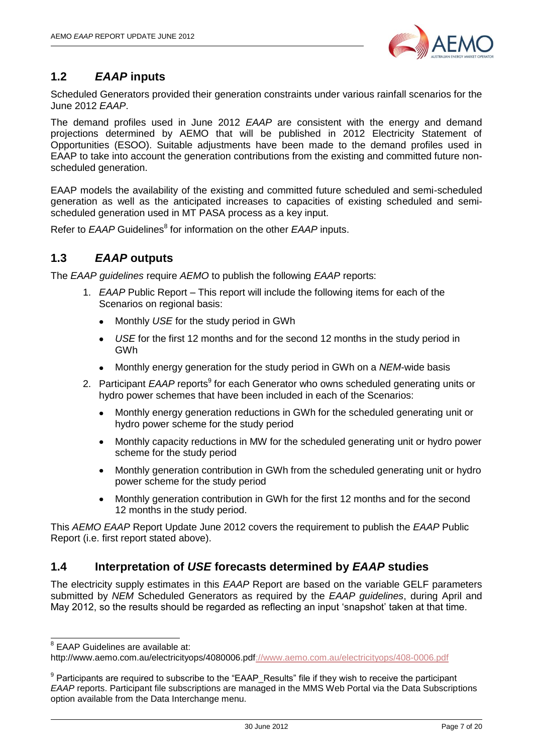## 1.2 *EAAP* inputs

Scheduled Generators provided their generation constraints under various rainfall scenarios for the June 2012 *EAAP*.

The demand profiles used in June 2012 *EAAP* are consistent with the energy and demand projections determined by AEMO that will be published in 2012 Electricity Statement of Opportunities (ESOO). Suitable adjustments have been made to the demand profiles used in EAAP to take into account the generation contributions from the existing and committed future non-scheduled generation.

EAAP models the availability of the existing and committed future scheduled and semi-scheduled generation as well as the anticipated increases to capacities of existing scheduled and semi-scheduled generation used in MT PASA process as a key input.

Refer to *EAAP* Guidelines[8] for information on the other *EAAP* inputs.

## 1.3 *EAAP* outputs

The *EAAP guidelines* require *AEMO* to publish the following *EAAP* reports:

1. *EAAP* Public Report – This report will include the following items for each of the Scenarios on regional basis:
   - Monthly *USE* for the study period in GWh
   - *USE* for the first 12 months and for the second 12 months in the study period in GWh
   - Monthly energy generation for the study period in GWh on a *NEM*-wide basis
2. Participant *EAAP* reports[9] for each Generator who owns scheduled generating units or hydro power schemes that have been included in each of the Scenarios:
   - Monthly energy generation reductions in GWh for the scheduled generating unit or hydro power scheme for the study period
   - Monthly capacity reductions in MW for the scheduled generating unit or hydro power scheme for the study period
   - Monthly generation contribution in GWh from the scheduled generating unit or hydro power scheme for the study period
   - Monthly generation contribution in GWh for the first 12 months and for the second 12 months in the study period.

This *AEMO EAAP* Report Update June 2012 covers the requirement to publish the *EAAP* Public Report (i.e. first report stated above).

## 1.4 Interpretation of *USE* forecasts determined by *EAAP* studies

The electricity supply estimates in this *EAAP* Report are based on the variable GELF parameters submitted by *NEM* Scheduled Generators as required by the *EAAP guidelines*, during April and May 2012, so the results should be regarded as reflecting an input 'snapshot' taken at that time.

---

[8] EAAP Guidelines are available at:
http://www.aemo.com.au/electricityops/4080006.pdf://www.aemo.com.au/electricityops/408-0006.pdf

[9] Participants are required to subscribe to the "EAAP_Results" file if they wish to receive the participant *EAAP* reports. Participant file subscriptions are managed in the MMS Web Portal via the Data Subscriptions option available from the Data Interchange menu.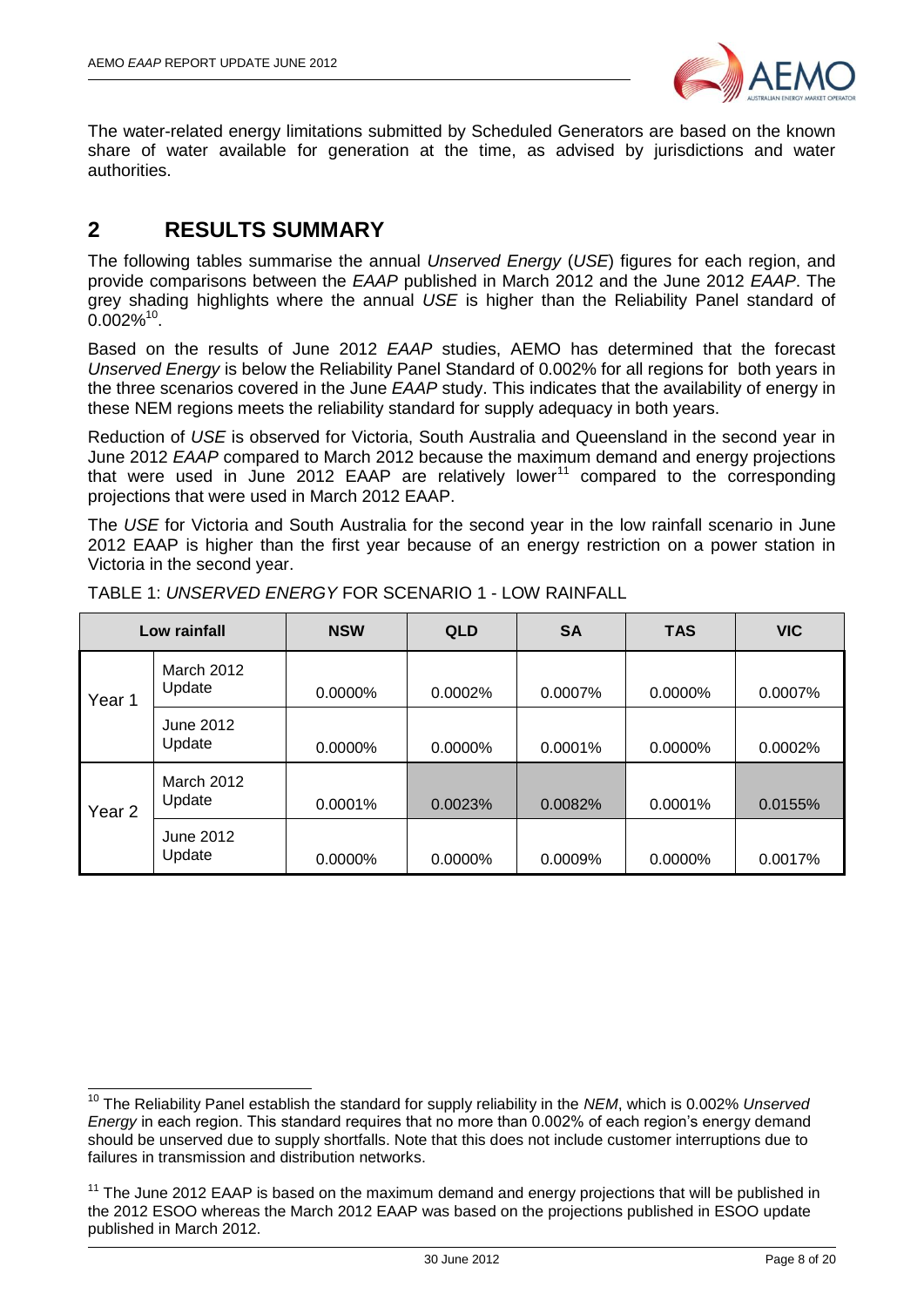The water-related energy limitations submitted by Scheduled Generators are based on the known share of water available for generation at the time, as advised by jurisdictions and water authorities.

# 2 RESULTS SUMMARY

The following tables summarise the annual *Unserved Energy* (*USE*) figures for each region, and provide comparisons between the *EAAP* published in March 2012 and the June 2012 *EAAP*. The grey shading highlights where the annual *USE* is higher than the Reliability Panel standard of 0.002%[10].

Based on the results of June 2012 *EAAP* studies, AEMO has determined that the forecast *Unserved Energy* is below the Reliability Panel Standard of 0.002% for all regions for both years in the three scenarios covered in the June *EAAP* study. This indicates that the availability of energy in these NEM regions meets the reliability standard for supply adequacy in both years.

Reduction of *USE* is observed for Victoria, South Australia and Queensland in the second year in June 2012 *EAAP* compared to March 2012 because the maximum demand and energy projections that were used in June 2012 EAAP are relatively lower[11] compared to the corresponding projections that were used in March 2012 EAAP.

The *USE* for Victoria and South Australia for the second year in the low rainfall scenario in June 2012 EAAP is higher than the first year because of an energy restriction on a power station in Victoria in the second year.

TABLE 1: *UNSERVED ENERGY* FOR SCENARIO 1 - LOW RAINFALL

| Low rainfall | | NSW | QLD | SA | TAS | VIC |
|---|---|---|---|---|---|---|
| Year 1 | March 2012 Update | 0.0000% | 0.0002% | 0.0007% | 0.0000% | 0.0007% |
| | June 2012 Update | 0.0000% | 0.0000% | 0.0001% | 0.0000% | 0.0002% |
| Year 2 | March 2012 Update | 0.0001% | 0.0023% | 0.0082% | 0.0001% | 0.0155% |
| | June 2012 Update | 0.0000% | 0.0000% | 0.0009% | 0.0000% | 0.0017% |

[10] The Reliability Panel establish the standard for supply reliability in the *NEM*, which is 0.002% *Unserved Energy* in each region. This standard requires that no more than 0.002% of each region's energy demand should be unserved due to supply shortfalls. Note that this does not include customer interruptions due to failures in transmission and distribution networks.

[11] The June 2012 EAAP is based on the maximum demand and energy projections that will be published in the 2012 ESOO whereas the March 2012 EAAP was based on the projections published in ESOO update published in March 2012.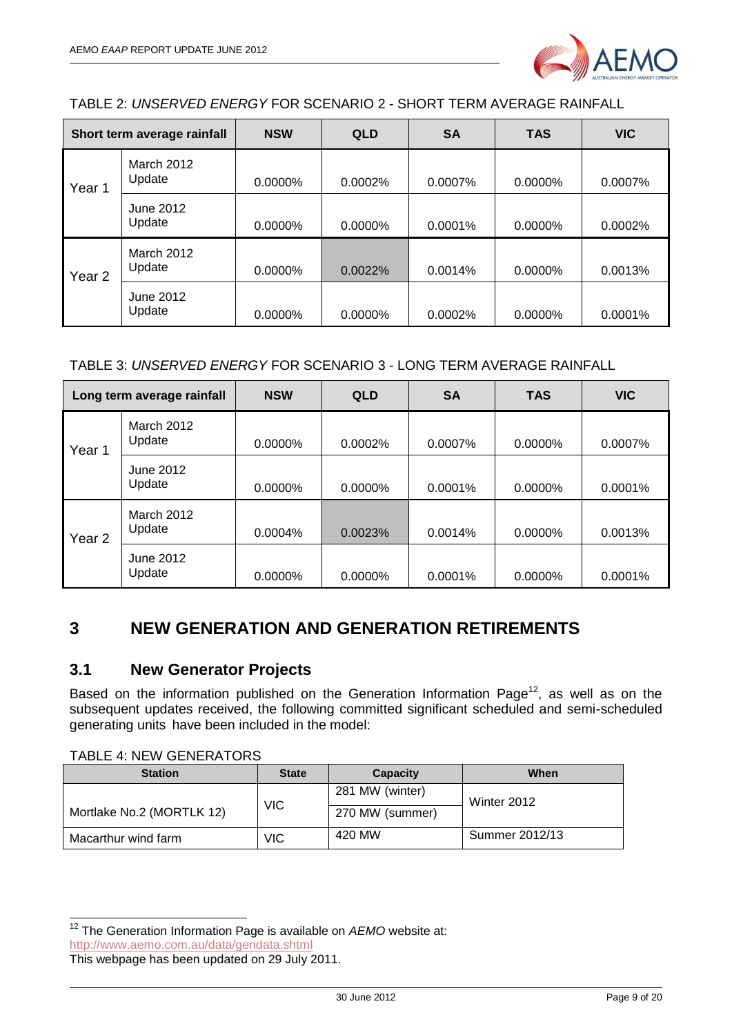TABLE 2: *UNSERVED ENERGY* FOR SCENARIO 2 - SHORT TERM AVERAGE RAINFALL

| Short term average rainfall | | NSW | QLD | SA | TAS | VIC |
|---|---|---|---|---|---|---|
| Year 1 | March 2012 Update | 0.0000% | 0.0002% | 0.0007% | 0.0000% | 0.0007% |
| | June 2012 Update | 0.0000% | 0.0000% | 0.0001% | 0.0000% | 0.0002% |
| Year 2 | March 2012 Update | 0.0000% | 0.0022% | 0.0014% | 0.0000% | 0.0013% |
| | June 2012 Update | 0.0000% | 0.0000% | 0.0002% | 0.0000% | 0.0001% |

TABLE 3: *UNSERVED ENERGY* FOR SCENARIO 3 - LONG TERM AVERAGE RAINFALL

| Long term average rainfall | | NSW | QLD | SA | TAS | VIC |
|---|---|---|---|---|---|---|
| Year 1 | March 2012 Update | 0.0000% | 0.0002% | 0.0007% | 0.0000% | 0.0007% |
| | June 2012 Update | 0.0000% | 0.0000% | 0.0001% | 0.0000% | 0.0001% |
| Year 2 | March 2012 Update | 0.0004% | 0.0023% | 0.0014% | 0.0000% | 0.0013% |
| | June 2012 Update | 0.0000% | 0.0000% | 0.0001% | 0.0000% | 0.0001% |

# 3 NEW GENERATION AND GENERATION RETIREMENTS

## 3.1 New Generator Projects

Based on the information published on the Generation Information Page[12], as well as on the subsequent updates received, the following committed significant scheduled and semi-scheduled generating units have been included in the model:

TABLE 4: NEW GENERATORS

| Station | State | Capacity | When |
|---|---|---|---|
| Mortlake No.2 (MORTLK 12) | VIC | 281 MW (winter) | Winter 2012 |
| | | 270 MW (summer) | |
| Macarthur wind farm | VIC | 420 MW | Summer 2012/13 |

[12] The Generation Information Page is available on *AEMO* website at: http://www.aemo.com.au/data/gendata.shtml
This webpage has been updated on 29 July 2011.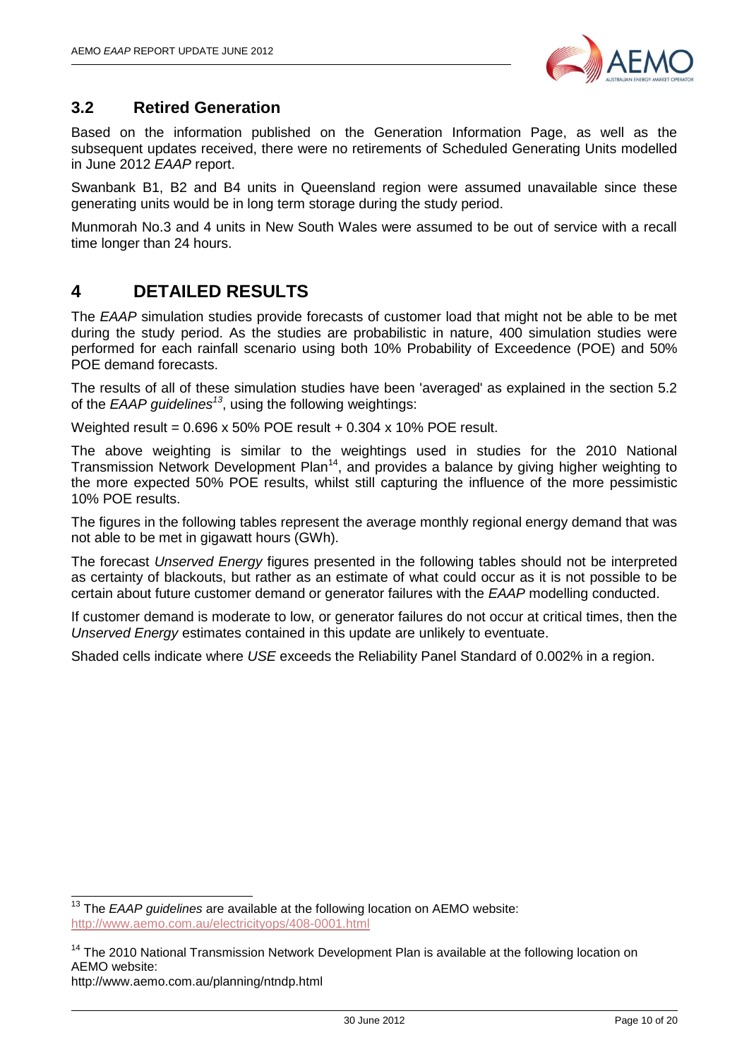## 3.2 Retired Generation

Based on the information published on the Generation Information Page, as well as the subsequent updates received, there were no retirements of Scheduled Generating Units modelled in June 2012 *EAAP* report.

Swanbank B1, B2 and B4 units in Queensland region were assumed unavailable since these generating units would be in long term storage during the study period.

Munmorah No.3 and 4 units in New South Wales were assumed to be out of service with a recall time longer than 24 hours.

# 4 DETAILED RESULTS

The *EAAP* simulation studies provide forecasts of customer load that might not be able to be met during the study period. As the studies are probabilistic in nature, 400 simulation studies were performed for each rainfall scenario using both 10% Probability of Exceedence (POE) and 50% POE demand forecasts.

The results of all of these simulation studies have been 'averaged' as explained in the section 5.2 of the *EAAP guidelines*[13], using the following weightings:

Weighted result = 0.696 x 50% POE result + 0.304 x 10% POE result.

The above weighting is similar to the weightings used in studies for the 2010 National Transmission Network Development Plan[14], and provides a balance by giving higher weighting to the more expected 50% POE results, whilst still capturing the influence of the more pessimistic 10% POE results.

The figures in the following tables represent the average monthly regional energy demand that was not able to be met in gigawatt hours (GWh).

The forecast *Unserved Energy* figures presented in the following tables should not be interpreted as certainty of blackouts, but rather as an estimate of what could occur as it is not possible to be certain about future customer demand or generator failures with the *EAAP* modelling conducted.

If customer demand is moderate to low, or generator failures do not occur at critical times, then the *Unserved Energy* estimates contained in this update are unlikely to eventuate.

Shaded cells indicate where *USE* exceeds the Reliability Panel Standard of 0.002% in a region.

---

[13] The *EAAP guidelines* are available at the following location on AEMO website: http://www.aemo.com.au/electricityops/408-0001.html

[14] The 2010 National Transmission Network Development Plan is available at the following location on AEMO website:
http://www.aemo.com.au/planning/ntndp.html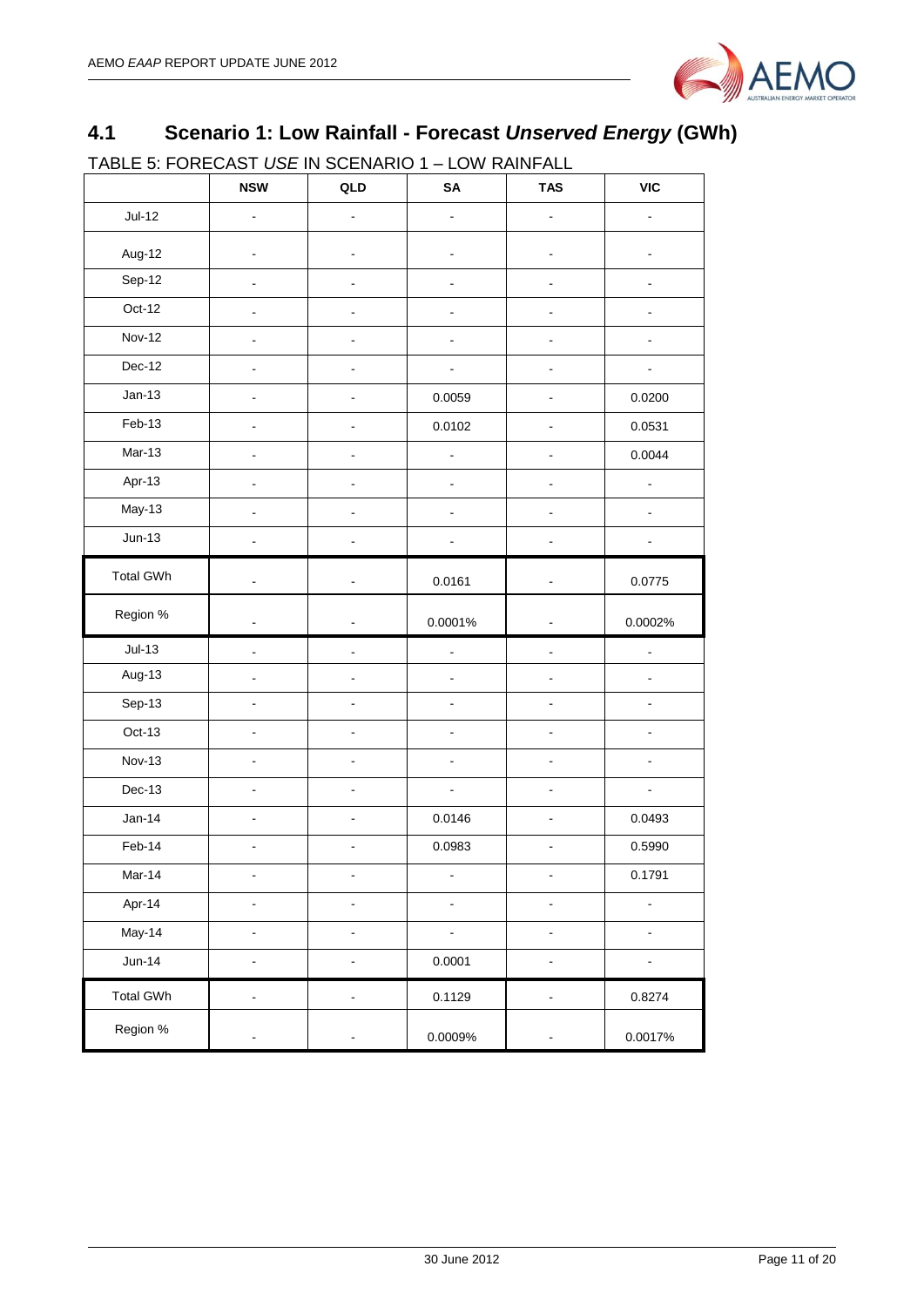## 4.1 Scenario 1: Low Rainfall - Forecast *Unserved Energy* (GWh)

TABLE 5: FORECAST *USE* IN SCENARIO 1 – LOW RAINFALL

| | NSW | QLD | SA | TAS | VIC |
|---|---|---|---|---|---|
| Jul-12 | - | - | - | - | - |
| Aug-12 | - | - | - | - | - |
| Sep-12 | - | - | - | - | - |
| Oct-12 | - | - | - | - | - |
| Nov-12 | - | - | - | - | - |
| Dec-12 | - | - | - | - | - |
| Jan-13 | - | - | 0.0059 | - | 0.0200 |
| Feb-13 | - | - | 0.0102 | - | 0.0531 |
| Mar-13 | - | - | - | - | 0.0044 |
| Apr-13 | - | - | - | - | - |
| May-13 | - | - | - | - | - |
| Jun-13 | - | - | - | - | - |
| Total GWh | - | - | 0.0161 | - | 0.0775 |
| Region % | - | - | 0.0001% | - | 0.0002% |
| Jul-13 | - | - | - | - | - |
| Aug-13 | - | - | - | - | - |
| Sep-13 | - | - | - | - | - |
| Oct-13 | - | - | - | - | - |
| Nov-13 | - | - | - | - | - |
| Dec-13 | - | - | - | - | - |
| Jan-14 | - | - | 0.0146 | - | 0.0493 |
| Feb-14 | - | - | 0.0983 | - | 0.5990 |
| Mar-14 | - | - | - | - | 0.1791 |
| Apr-14 | - | - | - | - | - |
| May-14 | - | - | - | - | - |
| Jun-14 | - | - | 0.0001 | - | - |
| Total GWh | - | - | 0.1129 | - | 0.8274 |
| Region % | - | - | 0.0009% | - | 0.0017% |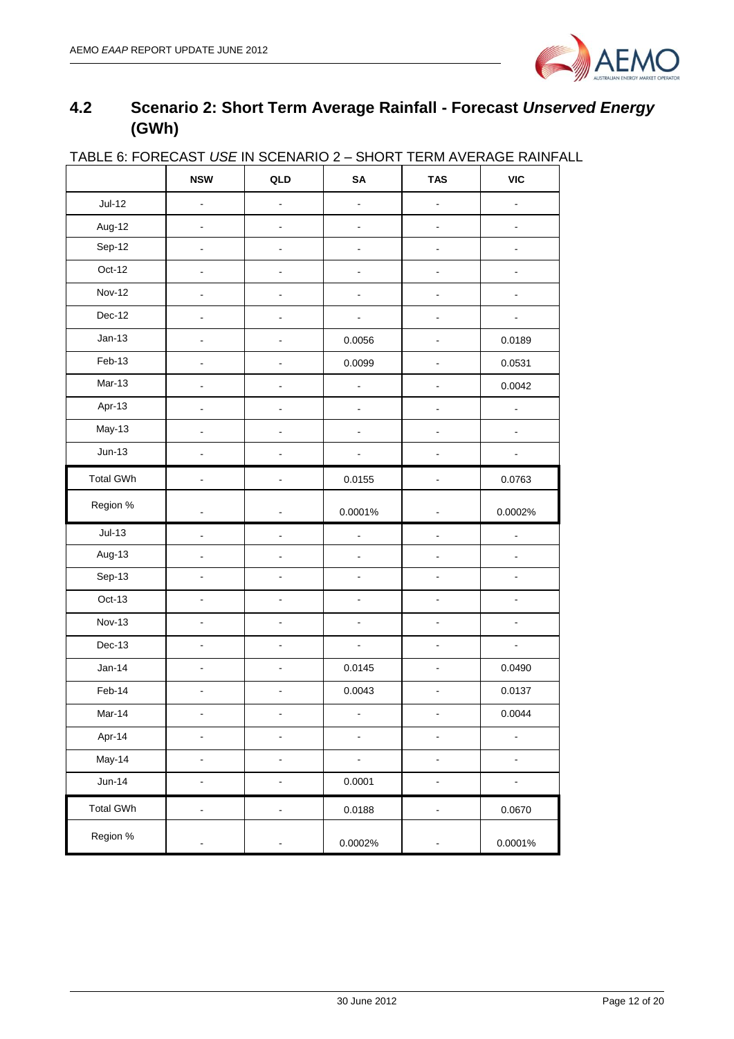## 4.2 Scenario 2: Short Term Average Rainfall - Forecast *Unserved Energy* (GWh)

TABLE 6: FORECAST *USE* IN SCENARIO 2 – SHORT TERM AVERAGE RAINFALL

| | NSW | QLD | SA | TAS | VIC |
|---|---|---|---|---|---|
| Jul-12 | - | - | - | - | - |
| Aug-12 | - | - | - | - | - |
| Sep-12 | - | - | - | - | - |
| Oct-12 | - | - | - | - | - |
| Nov-12 | - | - | - | - | - |
| Dec-12 | - | - | - | - | - |
| Jan-13 | - | - | 0.0056 | - | 0.0189 |
| Feb-13 | - | - | 0.0099 | - | 0.0531 |
| Mar-13 | - | - | - | - | 0.0042 |
| Apr-13 | - | - | - | - | - |
| May-13 | - | - | - | - | - |
| Jun-13 | - | - | - | - | - |
| Total GWh | - | - | 0.0155 | - | 0.0763 |
| Region % | - | - | 0.0001% | - | 0.0002% |
| Jul-13 | - | - | - | - | - |
| Aug-13 | - | - | - | - | - |
| Sep-13 | - | - | - | - | - |
| Oct-13 | - | - | - | - | - |
| Nov-13 | - | - | - | - | - |
| Dec-13 | - | - | - | - | - |
| Jan-14 | - | - | 0.0145 | - | 0.0490 |
| Feb-14 | - | - | 0.0043 | - | 0.0137 |
| Mar-14 | - | - | - | - | 0.0044 |
| Apr-14 | - | - | - | - | - |
| May-14 | - | - | - | - | - |
| Jun-14 | - | - | 0.0001 | - | - |
| Total GWh | - | - | 0.0188 | - | 0.0670 |
| Region % | - | - | 0.0002% | - | 0.0001% |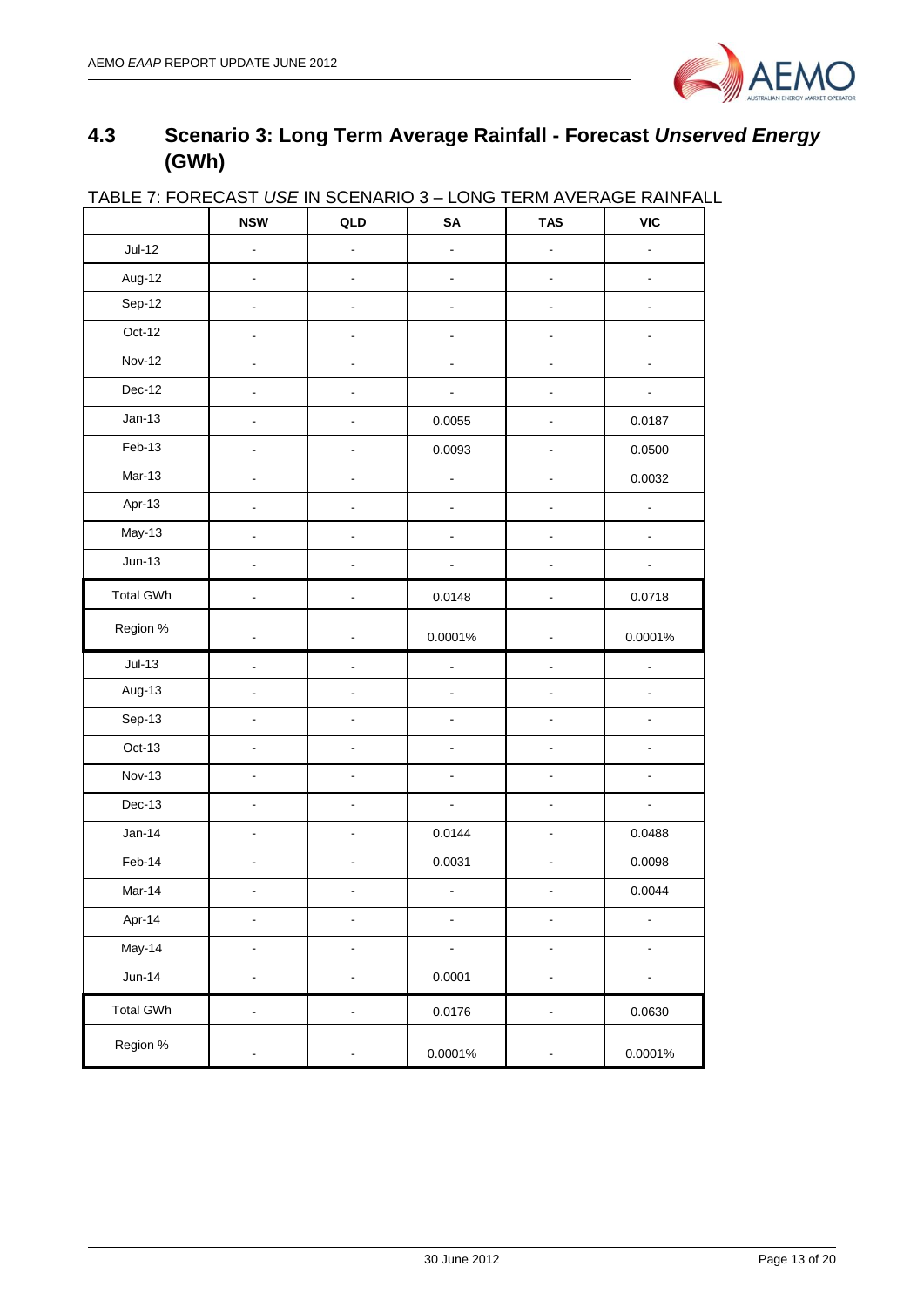## 4.3 Scenario 3: Long Term Average Rainfall - Forecast *Unserved Energy* (GWh)

TABLE 7: FORECAST *USE* IN SCENARIO 3 – LONG TERM AVERAGE RAINFALL

| | NSW | QLD | SA | TAS | VIC |
|---|---|---|---|---|---|
| Jul-12 | - | - | - | - | - |
| Aug-12 | - | - | - | - | - |
| Sep-12 | - | - | - | - | - |
| Oct-12 | - | - | - | - | - |
| Nov-12 | - | - | - | - | - |
| Dec-12 | - | - | - | - | - |
| Jan-13 | - | - | 0.0055 | - | 0.0187 |
| Feb-13 | - | - | 0.0093 | - | 0.0500 |
| Mar-13 | - | - | - | - | 0.0032 |
| Apr-13 | - | - | - | - | - |
| May-13 | - | - | - | - | - |
| Jun-13 | - | - | - | - | - |
| Total GWh | - | - | 0.0148 | - | 0.0718 |
| Region % | - | - | 0.0001% | - | 0.0001% |
| Jul-13 | - | - | - | - | - |
| Aug-13 | - | - | - | - | - |
| Sep-13 | - | - | - | - | - |
| Oct-13 | - | - | - | - | - |
| Nov-13 | - | - | - | - | - |
| Dec-13 | - | - | - | - | - |
| Jan-14 | - | - | 0.0144 | - | 0.0488 |
| Feb-14 | - | - | 0.0031 | - | 0.0098 |
| Mar-14 | - | - | - | - | 0.0044 |
| Apr-14 | - | - | - | - | - |
| May-14 | - | - | - | - | - |
| Jun-14 | - | - | 0.0001 | - | - |
| Total GWh | - | - | 0.0176 | - | 0.0630 |
| Region % | - | - | 0.0001% | - | 0.0001% |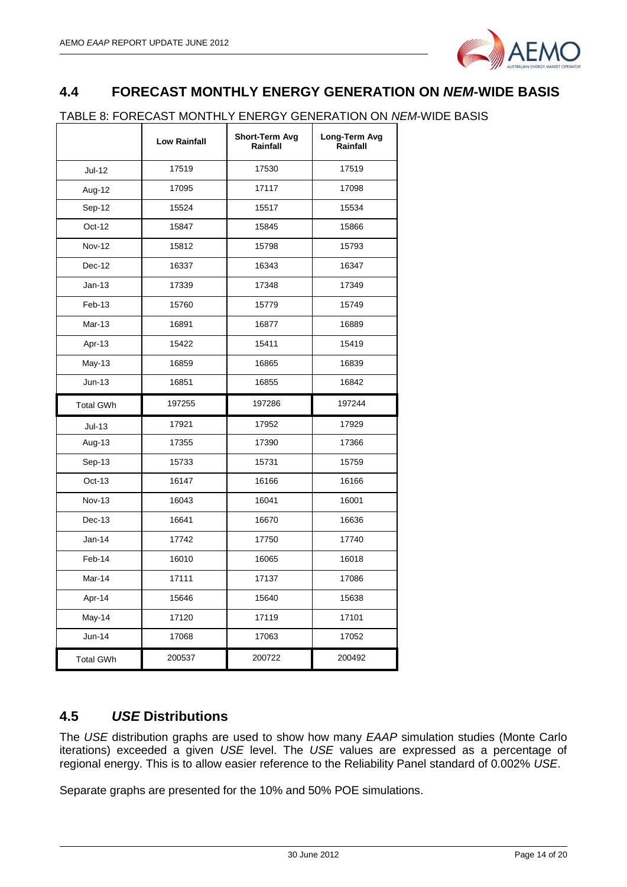## 4.4 FORECAST MONTHLY ENERGY GENERATION ON *NEM*-WIDE BASIS

TABLE 8: FORECAST MONTHLY ENERGY GENERATION ON *NEM*-WIDE BASIS

| | Low Rainfall | Short-Term Avg Rainfall | Long-Term Avg Rainfall |
|---|---|---|---|
| Jul-12 | 17519 | 17530 | 17519 |
| Aug-12 | 17095 | 17117 | 17098 |
| Sep-12 | 15524 | 15517 | 15534 |
| Oct-12 | 15847 | 15845 | 15866 |
| Nov-12 | 15812 | 15798 | 15793 |
| Dec-12 | 16337 | 16343 | 16347 |
| Jan-13 | 17339 | 17348 | 17349 |
| Feb-13 | 15760 | 15779 | 15749 |
| Mar-13 | 16891 | 16877 | 16889 |
| Apr-13 | 15422 | 15411 | 15419 |
| May-13 | 16859 | 16865 | 16839 |
| Jun-13 | 16851 | 16855 | 16842 |
| Total GWh | 197255 | 197286 | 197244 |
| Jul-13 | 17921 | 17952 | 17929 |
| Aug-13 | 17355 | 17390 | 17366 |
| Sep-13 | 15733 | 15731 | 15759 |
| Oct-13 | 16147 | 16166 | 16166 |
| Nov-13 | 16043 | 16041 | 16001 |
| Dec-13 | 16641 | 16670 | 16636 |
| Jan-14 | 17742 | 17750 | 17740 |
| Feb-14 | 16010 | 16065 | 16018 |
| Mar-14 | 17111 | 17137 | 17086 |
| Apr-14 | 15646 | 15640 | 15638 |
| May-14 | 17120 | 17119 | 17101 |
| Jun-14 | 17068 | 17063 | 17052 |
| Total GWh | 200537 | 200722 | 200492 |

## 4.5 *USE* Distributions

The *USE* distribution graphs are used to show how many *EAAP* simulation studies (Monte Carlo iterations) exceeded a given *USE* level. The *USE* values are expressed as a percentage of regional energy. This is to allow easier reference to the Reliability Panel standard of 0.002% *USE*.

Separate graphs are presented for the 10% and 50% POE simulations.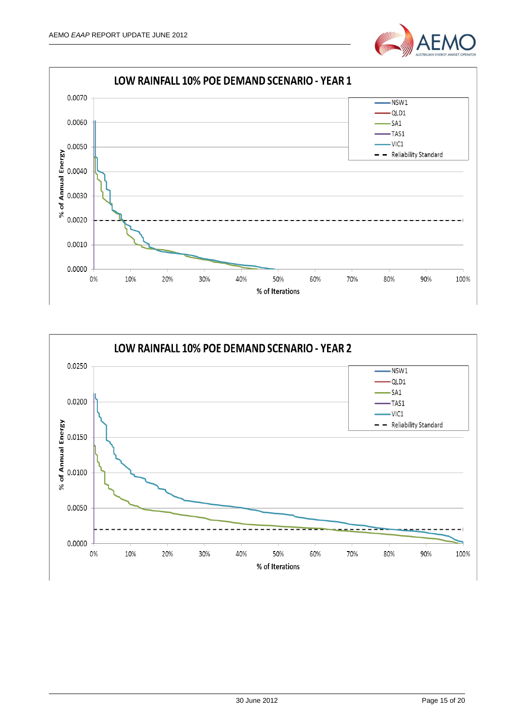**LOW RAINFALL 10% POE DEMAND SCENARIO - YEAR 1**

% of Annual Energy

0.0070
0.0060
0.0050
0.0040
0.0030
0.0020
0.0010
0.0000

0% 10% 20% 30% 40% 50% 60% 70% 80% 90% 100%

% of Iterations

NSW1
QLD1
SA1
TAS1
VIC1
Reliability Standard

**LOW RAINFALL 10% POE DEMAND SCENARIO - YEAR 2**

% of Annual Energy

0.0250
0.0200
0.0150
0.0100
0.0050
0.0000

0% 10% 20% 30% 40% 50% 60% 70% 80% 90% 100%

% of Iterations

NSW1
QLD1
SA1
TAS1
VIC1
Reliability Standard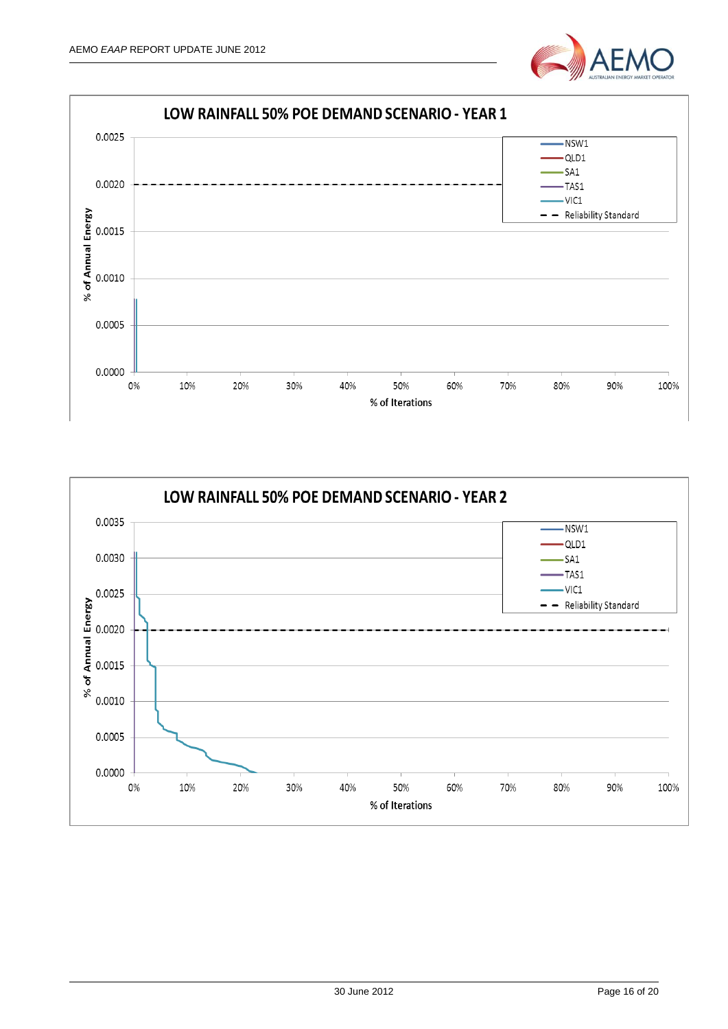**LOW RAINFALL 50% POE DEMAND SCENARIO - YEAR 1**

**LOW RAINFALL 50% POE DEMAND SCENARIO - YEAR 2**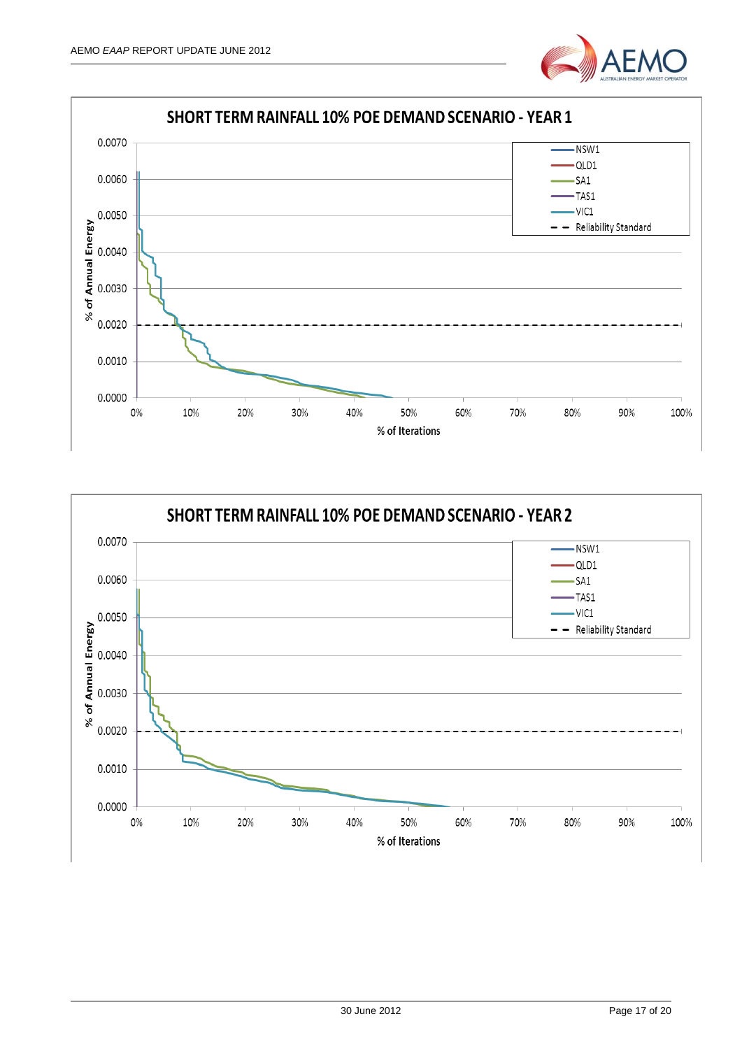**SHORT TERM RAINFALL 10% POE DEMAND SCENARIO - YEAR 1**

% of Annual Energy (0.0000–0.0070) vs % of Iterations (0%–100%)

Legend: NSW1, QLD1, SA1, TAS1, VIC1, Reliability Standard

**SHORT TERM RAINFALL 10% POE DEMAND SCENARIO - YEAR 2**

% of Annual Energy (0.0000–0.0070) vs % of Iterations (0%–100%)

Legend: NSW1, QLD1, SA1, TAS1, VIC1, Reliability Standard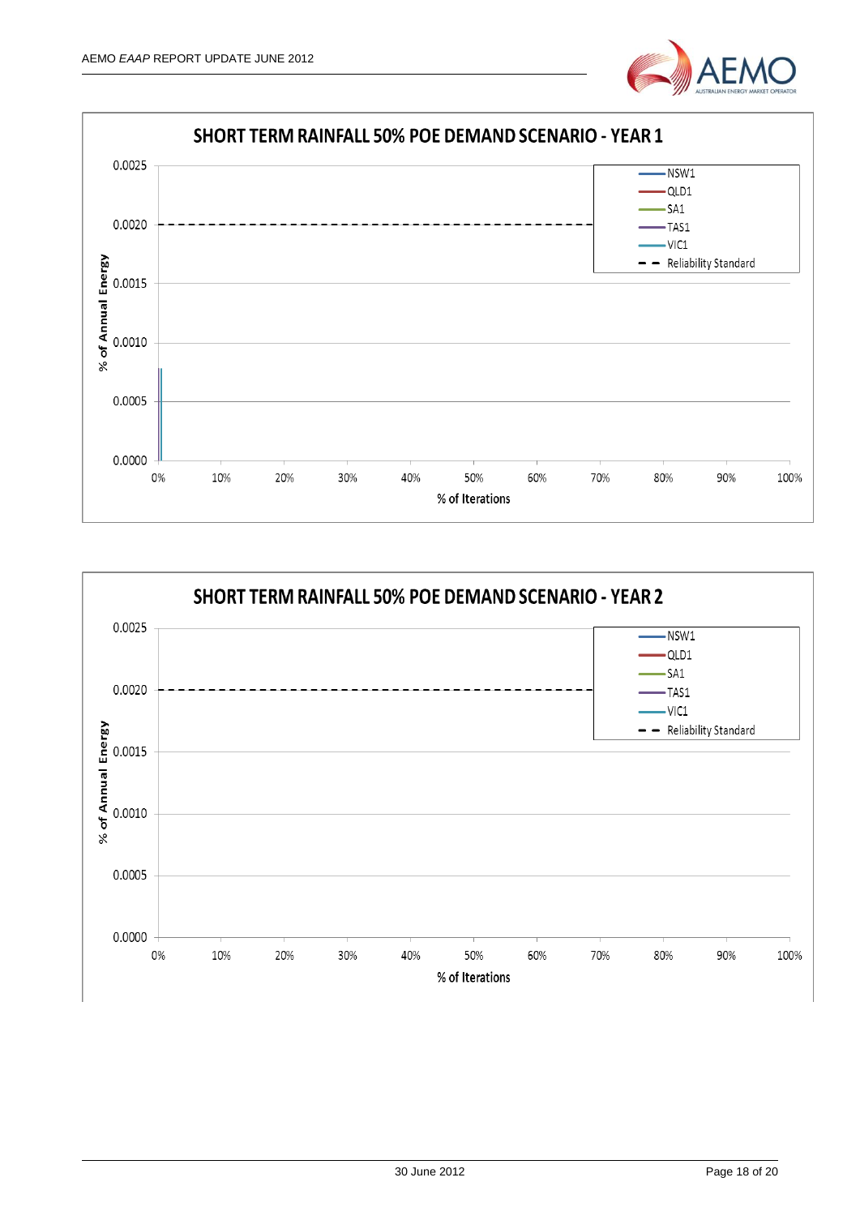**SHORT TERM RAINFALL 50% POE DEMAND SCENARIO - YEAR 1**

% of Annual Energy: 0.0000, 0.0005, 0.0010, 0.0015, 0.0020, 0.0025

% of Iterations: 0%, 10%, 20%, 30%, 40%, 50%, 60%, 70%, 80%, 90%, 100%

Legend: NSW1, QLD1, SA1, TAS1, VIC1, Reliability Standard

**SHORT TERM RAINFALL 50% POE DEMAND SCENARIO - YEAR 2**

% of Annual Energy: 0.0000, 0.0005, 0.0010, 0.0015, 0.0020, 0.0025

% of Iterations: 0%, 10%, 20%, 30%, 40%, 50%, 60%, 70%, 80%, 90%, 100%

Legend: NSW1, QLD1, SA1, TAS1, VIC1, Reliability Standard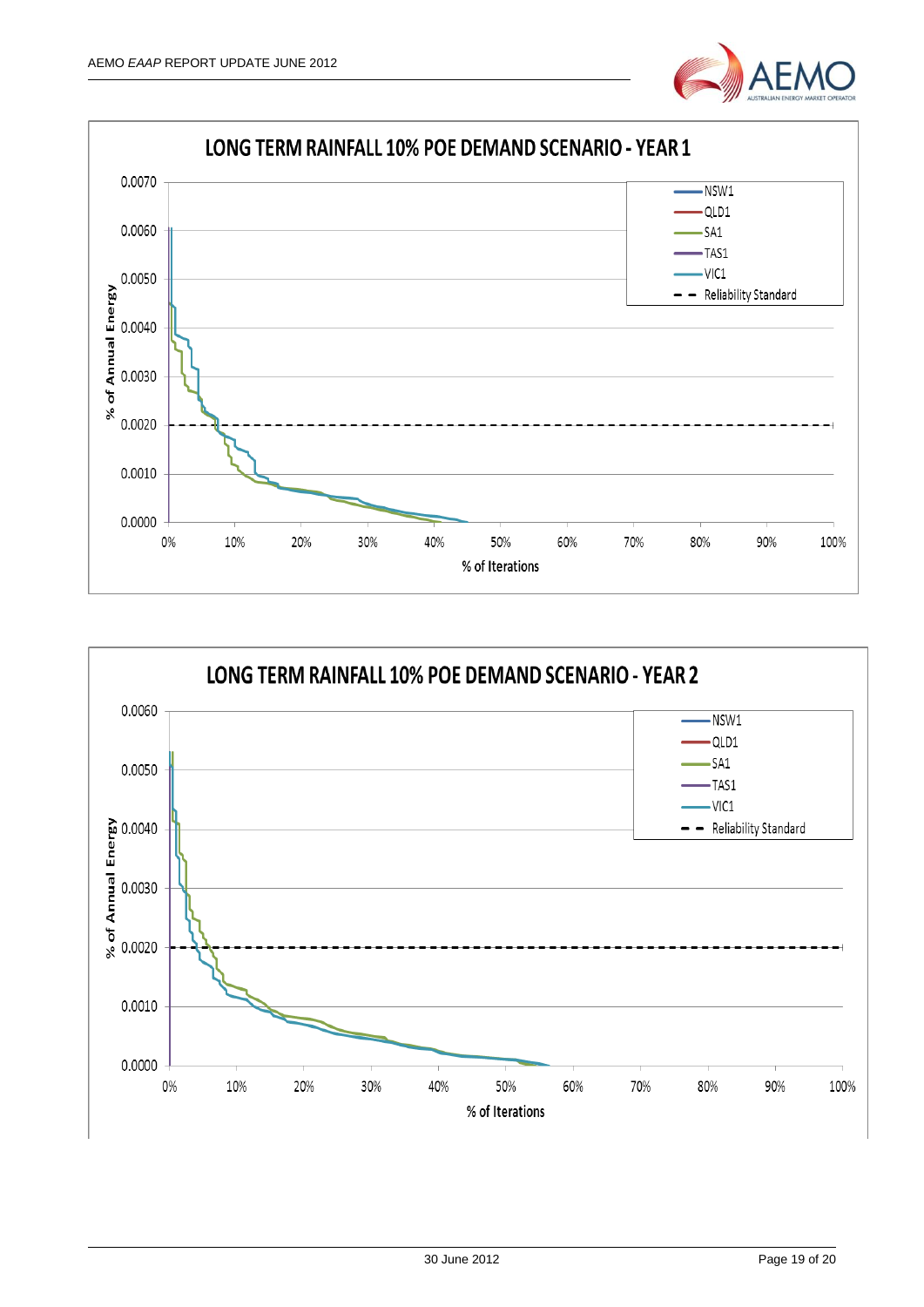**LONG TERM RAINFALL 10% POE DEMAND SCENARIO - YEAR 1**

Legend: NSW1, QLD1, SA1, TAS1, VIC1, Reliability Standard

Y-axis: % of Annual Energy (0.0000 – 0.0070)

X-axis: % of Iterations (0% – 100%)

**LONG TERM RAINFALL 10% POE DEMAND SCENARIO - YEAR 2**

Legend: NSW1, QLD1, SA1, TAS1, VIC1, Reliability Standard

Y-axis: % of Annual Energy (0.0000 – 0.0060)

X-axis: % of Iterations (0% – 100%)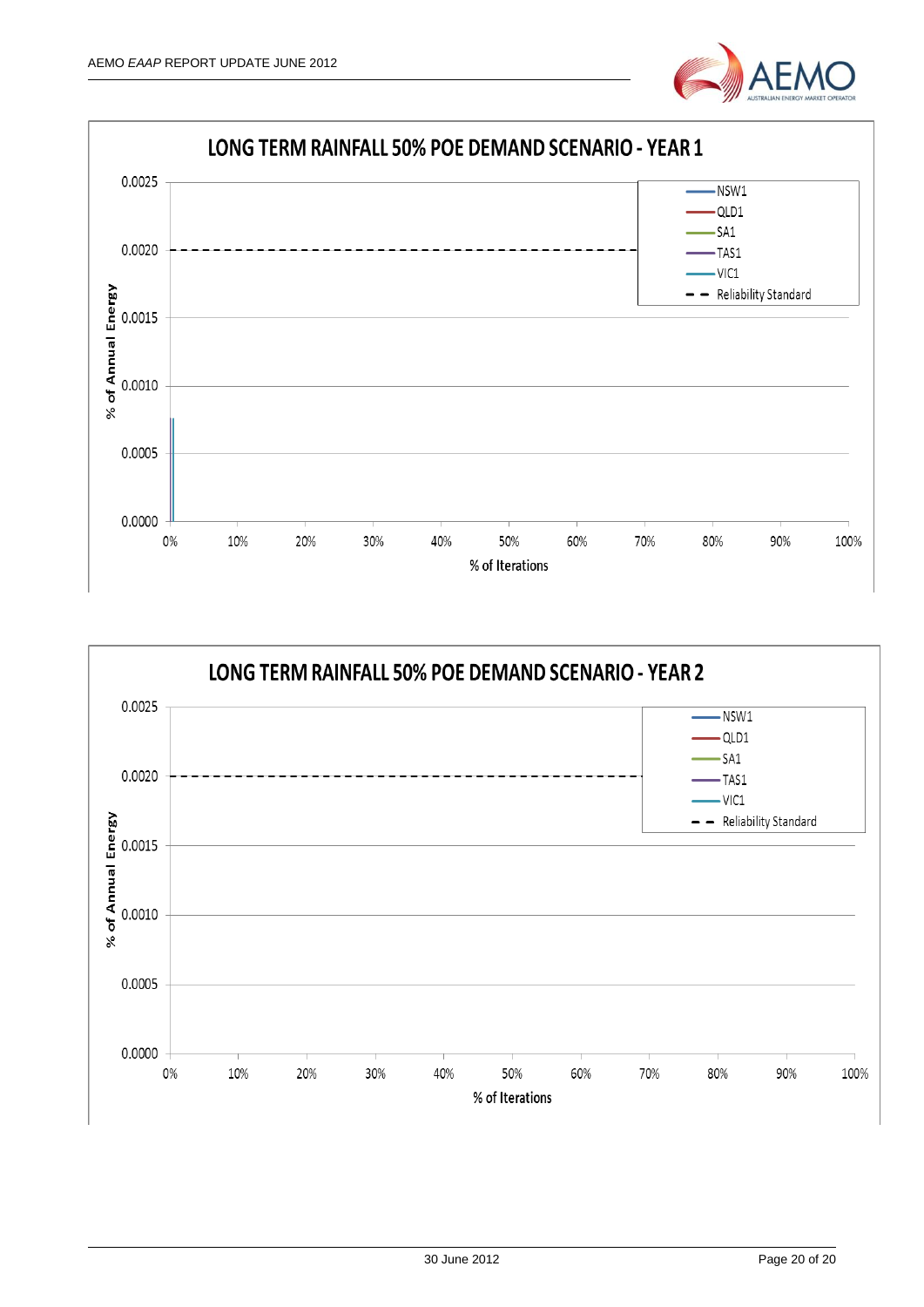LONG TERM RAINFALL 50% POE DEMAND SCENARIO - YEAR 1

% of Annual Energy

0.0025
0.0020
0.0015
0.0010
0.0005
0.0000

0% 10% 20% 30% 40% 50% 60% 70% 80% 90% 100%

% of Iterations

NSW1
QLD1
SA1
TAS1
VIC1
Reliability Standard

LONG TERM RAINFALL 50% POE DEMAND SCENARIO - YEAR 2

% of Annual Energy

0.0025
0.0020
0.0015
0.0010
0.0005
0.0000

0% 10% 20% 30% 40% 50% 60% 70% 80% 90% 100%

% of Iterations

NSW1
QLD1
SA1
TAS1
VIC1
Reliability Standard